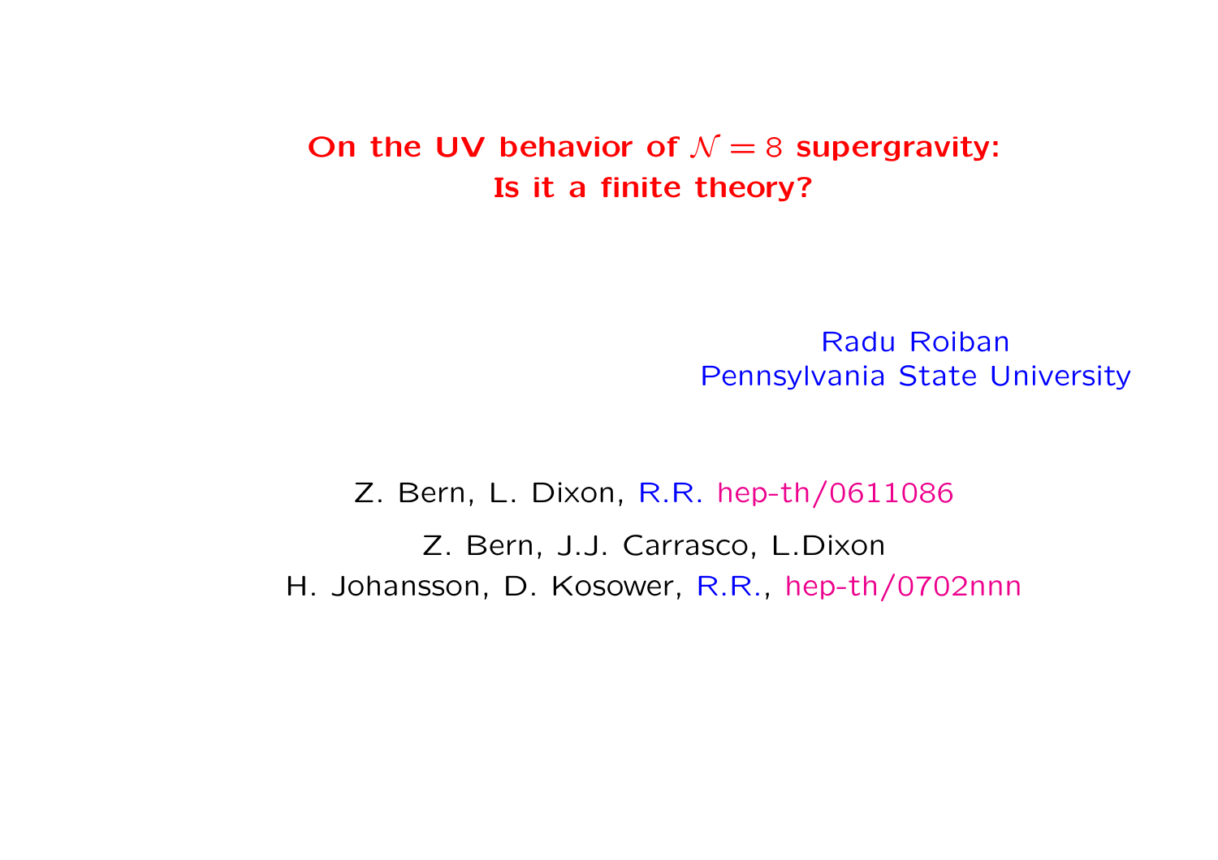# On the UV behavior of $\mathcal{N} = 8$ supergravity: Is it a finite theory?

Radu Roiban
Pennsylvania State University

Z. Bern, L. Dixon, R.R. hep-th/0611086

Z. Bern, J.J. Carrasco, L.Dixon
H. Johansson, D. Kosower, R.R., hep-th/0702nnn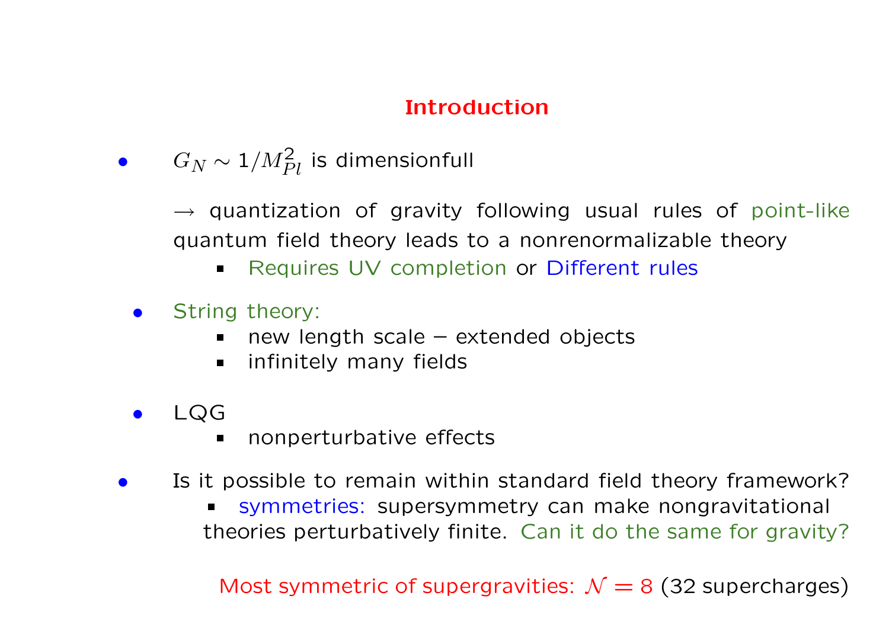## Introduction

- $G_N \sim 1/M_{Pl}^2$ is dimensionfull

  $\rightarrow$ quantization of gravity following usual rules of point-like quantum field theory leads to a nonrenormalizable theory

  - Requires UV completion or Different rules

- String theory:
  - new length scale – extended objects
  - infinitely many fields

- LQG
  - nonperturbative effects

- Is it possible to remain within standard field theory framework?
  - symmetries: supersymmetry can make nongravitational theories perturbatively finite. Can it do the same for gravity?

Most symmetric of supergravities: $\mathcal{N} = 8$ (32 supercharges)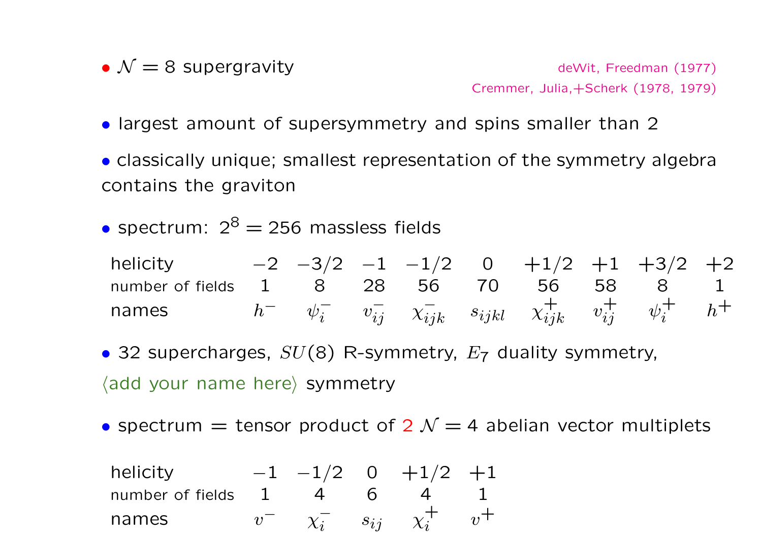- $\mathcal{N} = 8$ supergravity

deWit, Freedman (1977)
Cremmer, Julia,+Scherk (1978, 1979)

- largest amount of supersymmetry and spins smaller than 2

- classically unique; smallest representation of the symmetry algebra contains the graviton

- spectrum: $2^8 = 256$ massless fields

| helicity | $-2$ | $-3/2$ | $-1$ | $-1/2$ | $0$ | $+1/2$ | $+1$ | $+3/2$ | $+2$ |
|---|---|---|---|---|---|---|---|---|---|
| number of fields | 1 | 8 | 28 | 56 | 70 | 56 | 58 | 8 | 1 |
| names | $h^-$ | $\psi_i^-$ | $v_{ij}^-$ | $\chi_{ijk}^-$ | $s_{ijkl}$ | $\chi_{ijk}^+$ | $v_{ij}^+$ | $\psi_i^+$ | $h^+$ |

- 32 supercharges, $SU(8)$ R-symmetry, $E_7$ duality symmetry, $\langle$add your name here$\rangle$ symmetry

- spectrum = tensor product of 2 $\mathcal{N} = 4$ abelian vector multiplets

| helicity | $-1$ | $-1/2$ | $0$ | $+1/2$ | $+1$ |
|---|---|---|---|---|---|
| number of fields | 1 | 4 | 6 | 4 | 1 |
| names | $v^-$ | $\chi_i^-$ | $s_{ij}$ | $\chi_i^+$ | $v^+$ |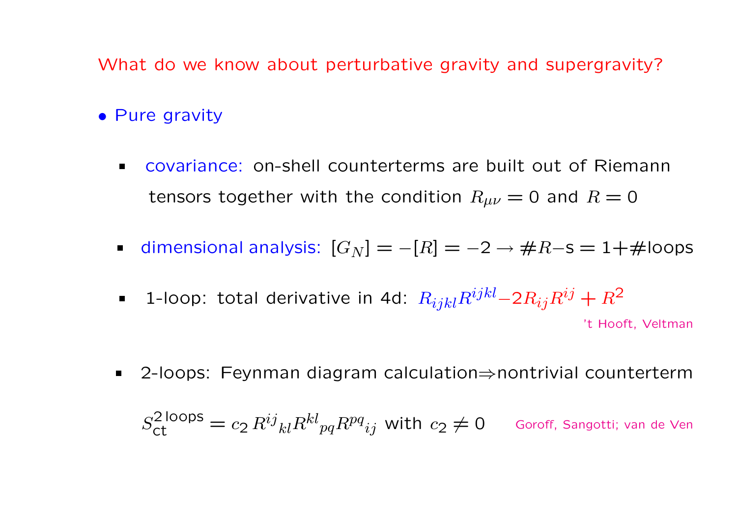## What do we know about perturbative gravity and supergravity?

- **Pure gravity**
  - covariance: on-shell counterterms are built out of Riemann tensors together with the condition $R_{\mu\nu} = 0$ and $R = 0$
  - dimensional analysis: $[G_N] = -[R] = -2 \rightarrow \#R\text{–s} = 1 + \#\text{loops}$
  - 1-loop: total derivative in 4d: $R_{ijkl}R^{ijkl} - 2R_{ij}R^{ij} + R^2$

    't Hooft, Veltman
  - 2-loops: Feynman diagram calculation⇒nontrivial counterterm

    $S_{\text{ct}}^{2\,\text{loops}} = c_2\, R^{ij}{}_{kl} R^{kl}{}_{pq} R^{pq}{}_{ij}$ with $c_2 \neq 0$ Goroff, Sangotti; van de Ven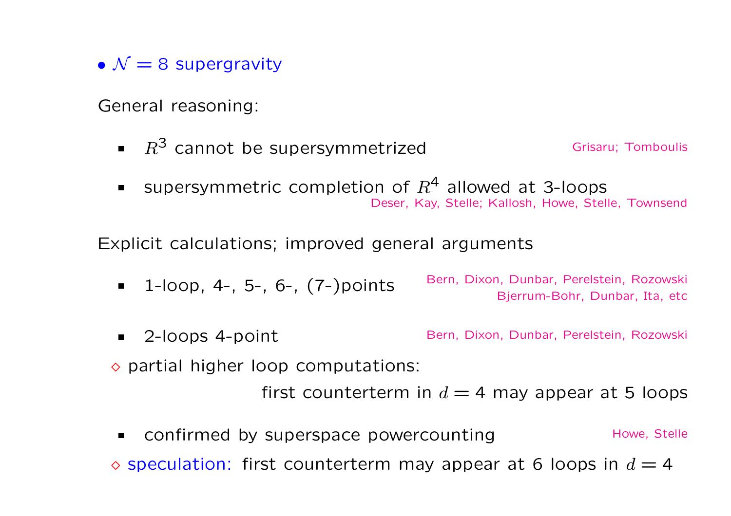- $\mathcal{N} = 8$ supergravity

General reasoning:

- $R^3$ cannot be supersymmetrized — Grisaru; Tomboulis
- supersymmetric completion of $R^4$ allowed at 3-loops — Deser, Kay, Stelle; Kallosh, Howe, Stelle, Townsend

Explicit calculations; improved general arguments

- 1-loop, 4-, 5-, 6-, (7-)points — Bern, Dixon, Dunbar, Perelstein, Rozowski; Bjerrum-Bohr, Dunbar, Ita, etc
- 2-loops 4-point — Bern, Dixon, Dunbar, Perelstein, Rozowski

◇ partial higher loop computations:

first counterterm in $d = 4$ may appear at 5 loops

- confirmed by superspace powercounting — Howe, Stelle

◇ speculation: first counterterm may appear at 6 loops in $d = 4$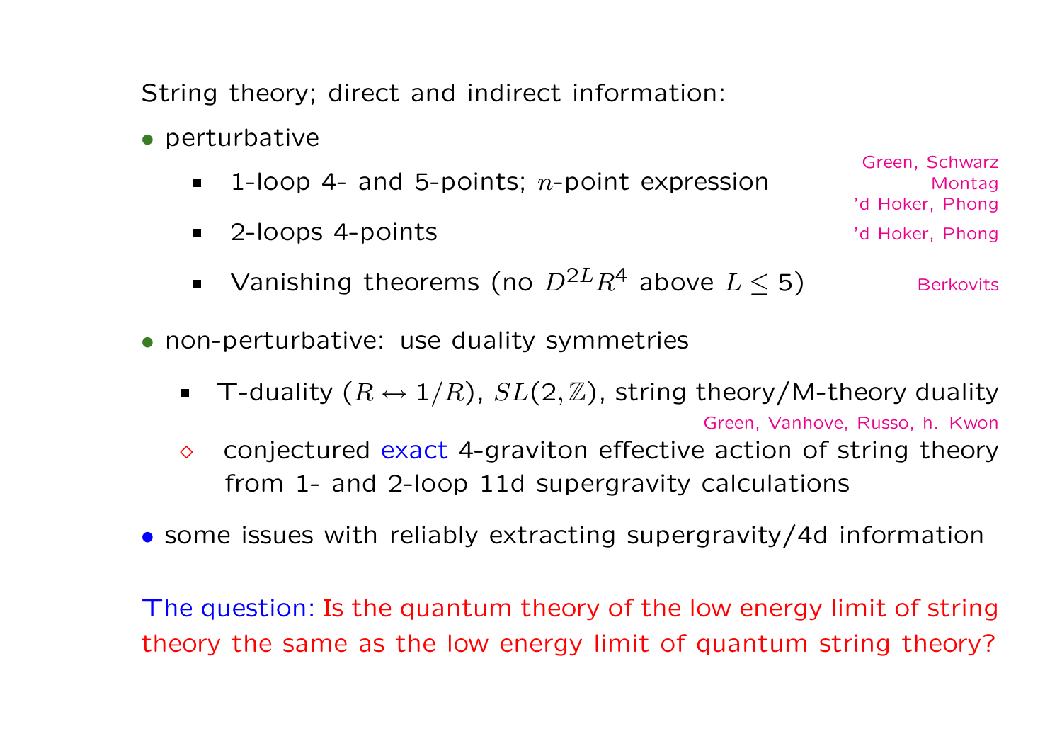String theory; direct and indirect information:

- perturbative
  - 1-loop 4- and 5-points; $n$-point expression — Green, Schwarz; Montag; 'd Hoker, Phong
  - 2-loops 4-points — 'd Hoker, Phong
  - Vanishing theorems (no $D^{2L}R^4$ above $L \leq 5$) — Berkovits
- non-perturbative: use duality symmetries
  - T-duality ($R \leftrightarrow 1/R$), $SL(2,\mathbb{Z})$, string theory/M-theory duality — Green, Vanhove, Russo, h. Kwon
  - ◇ conjectured exact 4-graviton effective action of string theory from 1- and 2-loop 11d supergravity calculations
- some issues with reliably extracting supergravity/4d information

The question: Is the quantum theory of the low energy limit of string theory the same as the low energy limit of quantum string theory?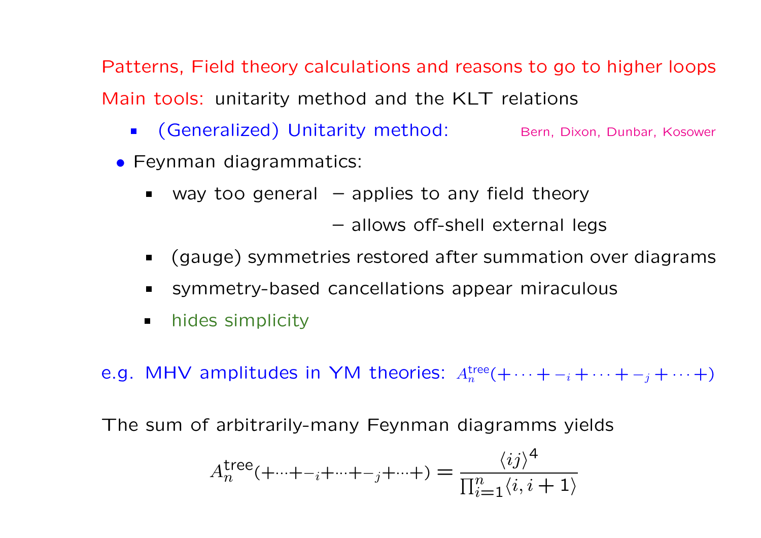Patterns, Field theory calculations and reasons to go to higher loops

Main tools: unitarity method and the KLT relations

- (Generalized) Unitarity method: Bern, Dixon, Dunbar, Kosower

- Feynman diagrammatics:
  - way too general – applies to any field theory
    – allows off-shell external legs
  - (gauge) symmetries restored after summation over diagrams
  - symmetry-based cancellations appear miraculous
  - hides simplicity

e.g. MHV amplitudes in YM theories: $A_n^{\text{tree}}(+\cdots+-_i+\cdots+-_j+\cdots+)$

The sum of arbitrarily-many Feynman diagramms yields

$$A_n^{\text{tree}}(+\cdots+-_i+\cdots+-_j+\cdots+) = \frac{\langle ij\rangle^4}{\prod_{i=1}^n \langle i, i+1\rangle}$$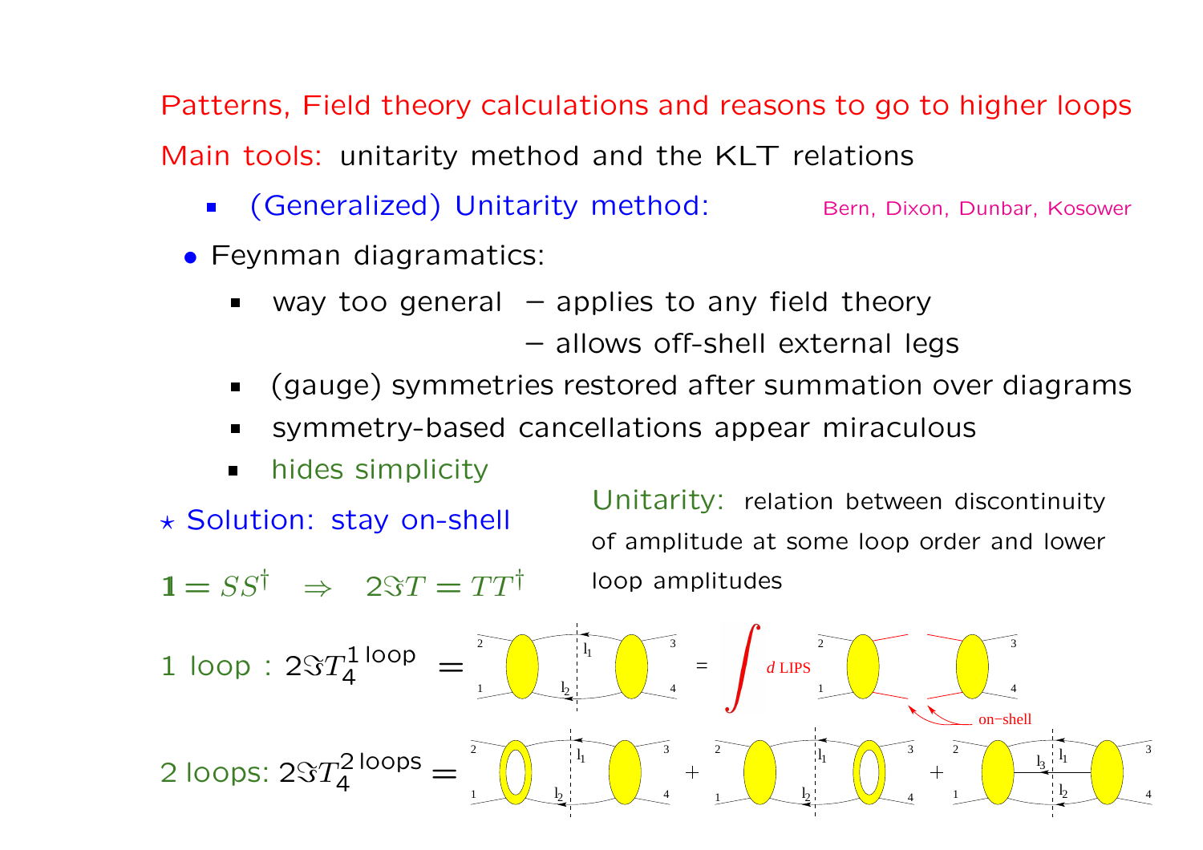## Patterns, Field theory calculations and reasons to go to higher loops

Main tools: unitarity method and the KLT relations

- (Generalized) Unitarity method: Bern, Dixon, Dunbar, Kosower

- Feynman diagramatics:
  - way too general – applies to any field theory
    – allows off-shell external legs
  - (gauge) symmetries restored after summation over diagrams
  - symmetry-based cancellations appear miraculous
  - hides simplicity

⋆ Solution: stay on-shell

$$\mathbf{1} = SS^{\dagger} \quad \Rightarrow \quad 2\Im T = TT^{\dagger}$$

Unitarity: relation between discontinuity of amplitude at some loop order and lower loop amplitudes

1 loop : $2\Im T_4^{\text{1 loop}} =$ [diagram with cut legs $l_1$, $l_2$, external legs 1, 2, 3, 4] $= \int d\,\text{LIPS}$ [diagram with on-shell cut legs]

2 loops: $2\Im T_4^{\text{2 loops}} =$ [diagram] + [diagram] + [diagram with cut legs $l_1$, $l_2$, $l_3$]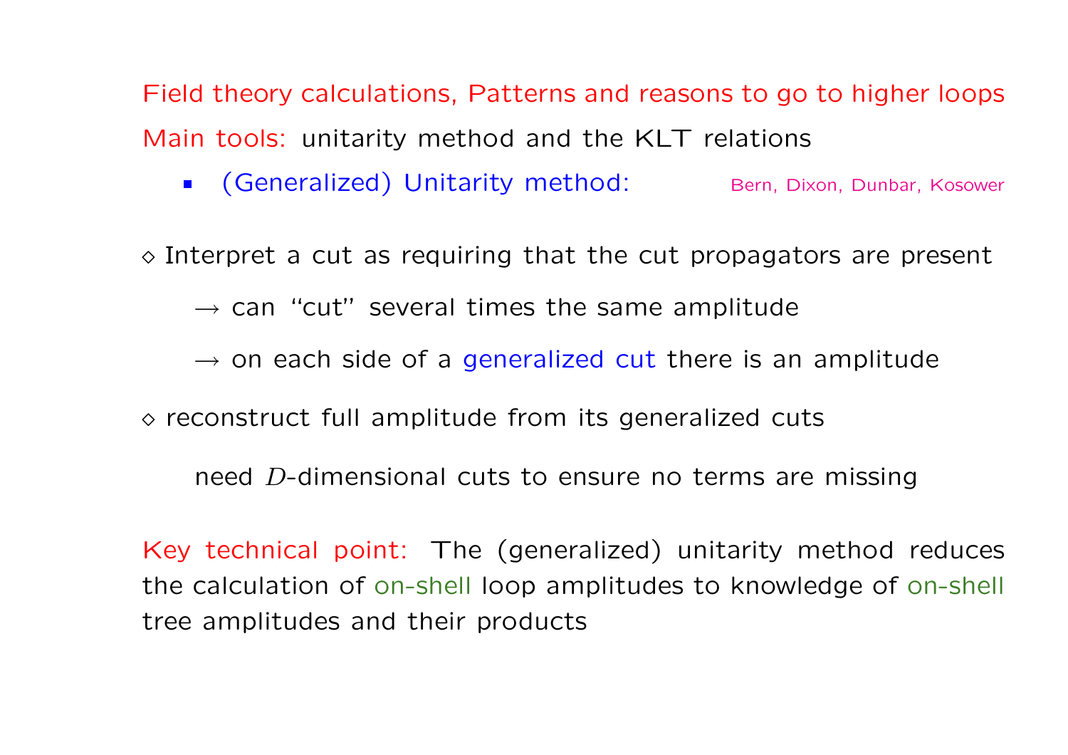Field theory calculations, Patterns and reasons to go to higher loops

Main tools: unitarity method and the KLT relations

- (Generalized) Unitarity method: Bern, Dixon, Dunbar, Kosower

$\diamond$ Interpret a cut as requiring that the cut propagators are present

$\rightarrow$ can "cut" several times the same amplitude

$\rightarrow$ on each side of a generalized cut there is an amplitude

$\diamond$ reconstruct full amplitude from its generalized cuts

need $D$-dimensional cuts to ensure no terms are missing

Key technical point: The (generalized) unitarity method reduces the calculation of on-shell loop amplitudes to knowledge of on-shell tree amplitudes and their products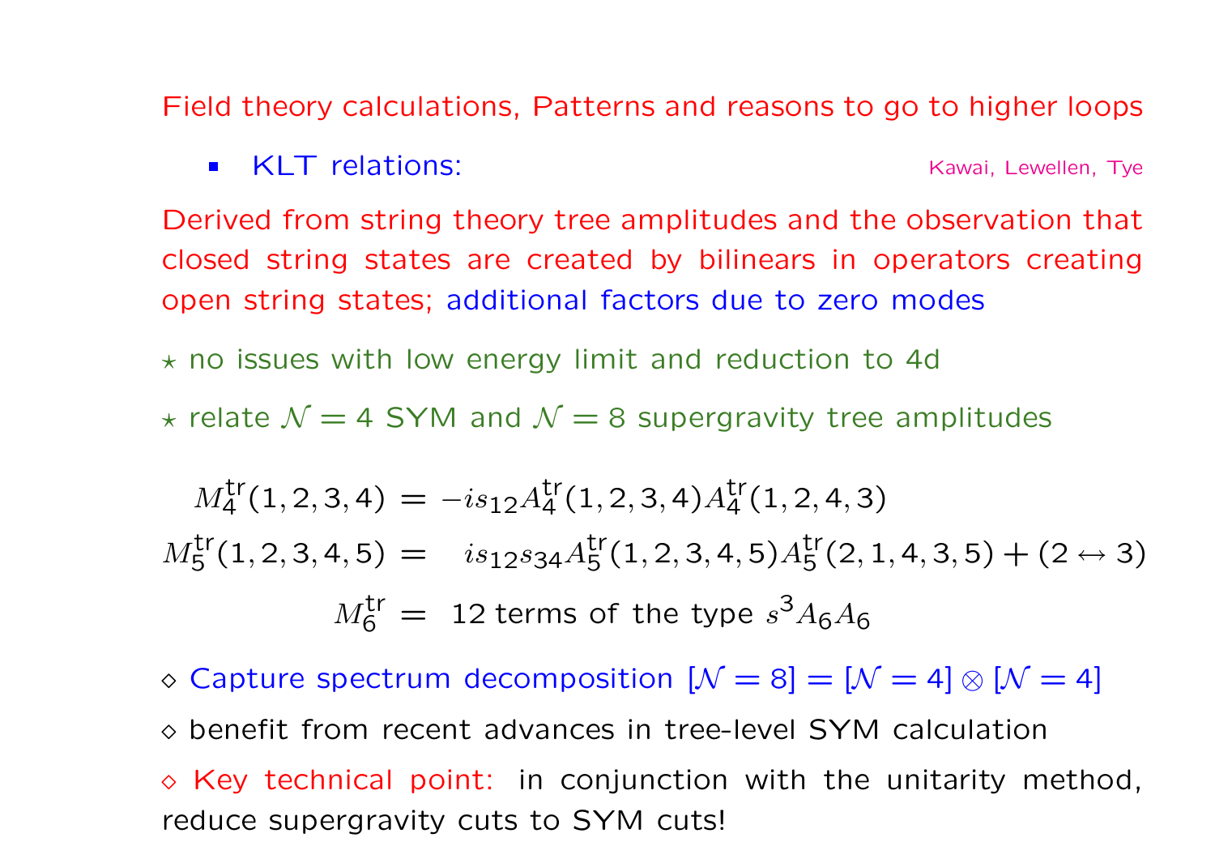## Field theory calculations, Patterns and reasons to go to higher loops

- KLT relations: Kawai, Lewellen, Tye

Derived from string theory tree amplitudes and the observation that closed string states are created by bilinears in operators creating open string states; additional factors due to zero modes

⋆ no issues with low energy limit and reduction to 4d

⋆ relate $\mathcal{N}=4$ SYM and $\mathcal{N}=8$ supergravity tree amplitudes

$$
\begin{aligned}
M_4^{\text{tr}}(1,2,3,4) &= -is_{12}A_4^{\text{tr}}(1,2,3,4)A_4^{\text{tr}}(1,2,4,3) \\
M_5^{\text{tr}}(1,2,3,4,5) &= \;\; is_{12}s_{34}A_5^{\text{tr}}(1,2,3,4,5)A_5^{\text{tr}}(2,1,4,3,5) + (2 \leftrightarrow 3) \\
M_6^{\text{tr}} &= \text{ 12 terms of the type } s^3 A_6 A_6
\end{aligned}
$$

⋄ Capture spectrum decomposition $[\mathcal{N}=8] = [\mathcal{N}=4] \otimes [\mathcal{N}=4]$

⋄ benefit from recent advances in tree-level SYM calculation

⋄ Key technical point: in conjunction with the unitarity method, reduce supergravity cuts to SYM cuts!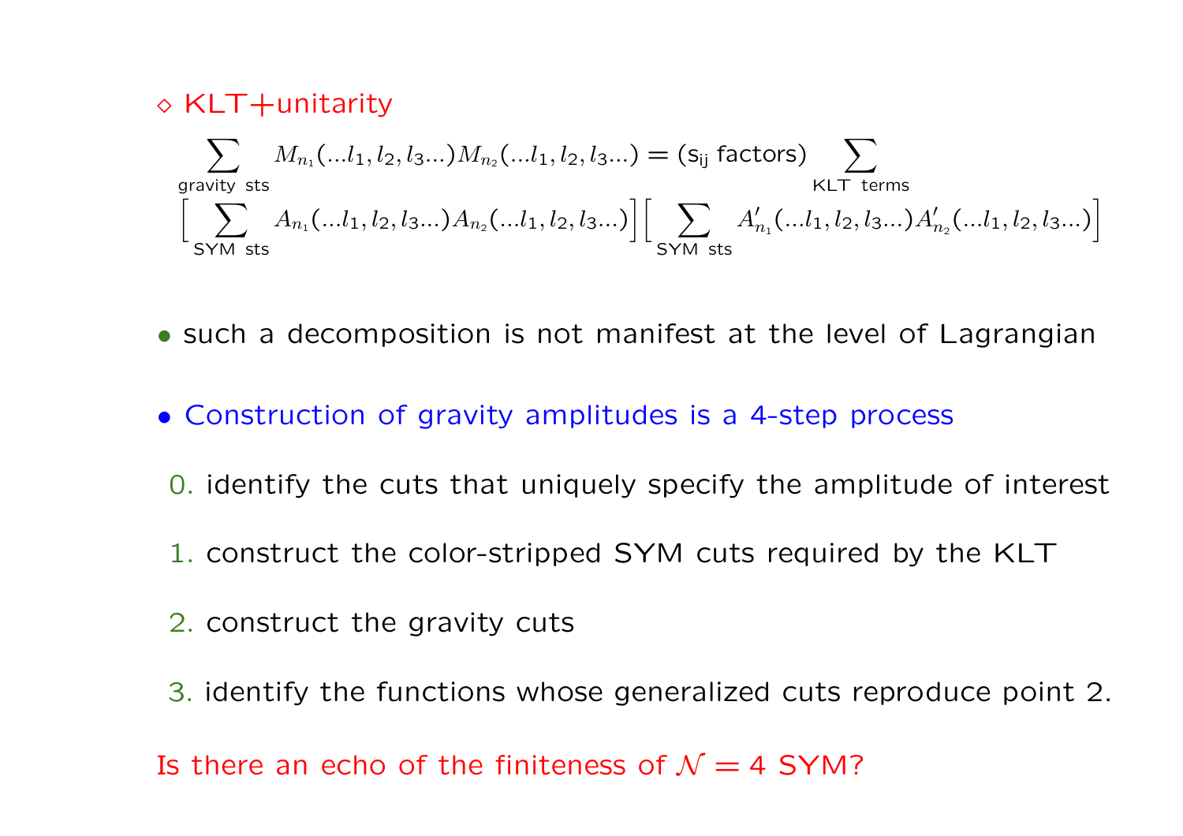◇ KLT+unitarity

$$\sum_{\text{gravity sts}} M_{n_1}(...l_1, l_2, l_3...) M_{n_2}(...l_1, l_2, l_3...) = (\mathsf{s_{ij}}\ \text{factors}) \sum_{\text{KLT terms}}$$

$$\Big[ \sum_{\text{SYM sts}} A_{n_1}(...l_1, l_2, l_3...) A_{n_2}(...l_1, l_2, l_3...) \Big] \Big[ \sum_{\text{SYM sts}} A'_{n_1}(...l_1, l_2, l_3...) A'_{n_2}(...l_1, l_2, l_3...) \Big]$$

- such a decomposition is not manifest at the level of Lagrangian
- Construction of gravity amplitudes is a 4-step process

0. identify the cuts that uniquely specify the amplitude of interest
1. construct the color-stripped SYM cuts required by the KLT
2. construct the gravity cuts
3. identify the functions whose generalized cuts reproduce point 2.

Is there an echo of the finiteness of $\mathcal{N} = 4$ SYM?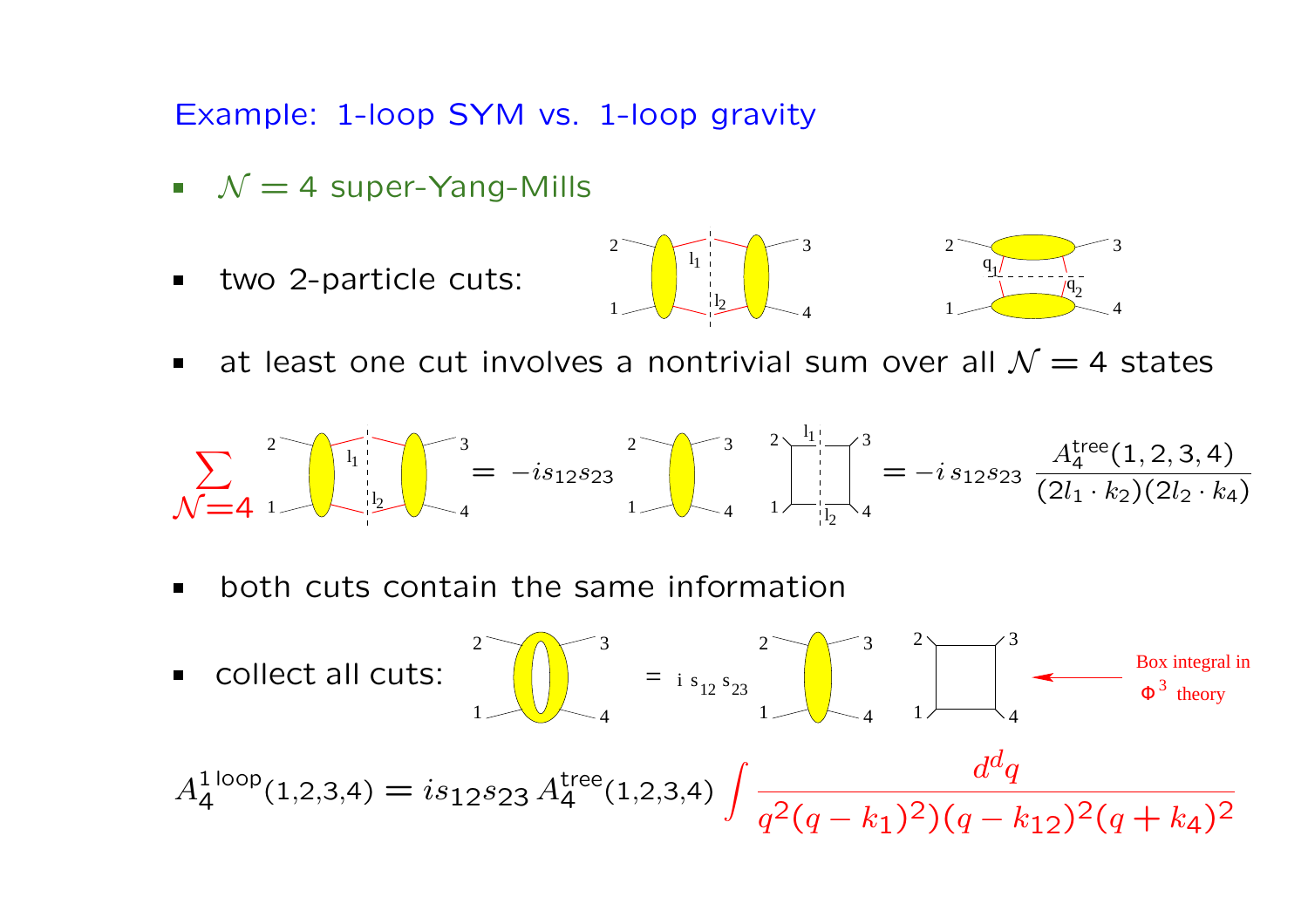## Example: 1-loop SYM vs. 1-loop gravity

- $\mathcal{N} = 4$ super-Yang-Mills
- two 2-particle cuts:
- at least one cut involves a nontrivial sum over all $\mathcal{N} = 4$ states

$$\sum_{\mathcal{N}=4} = -is_{12}s_{23} \qquad = -i\, s_{12}s_{23}\, \frac{A_4^{\text{tree}}(1,2,3,4)}{(2l_1 \cdot k_2)(2l_2 \cdot k_4)}$$

- both cuts contain the same information
- collect all cuts: $= i\, s_{12}\, s_{23}$

Box integral in $\Phi^3$ theory

$$A_4^{1\,\text{loop}}(1,2,3,4) = is_{12}s_{23}\, A_4^{\text{tree}}(1,2,3,4) \int \frac{d^d q}{q^2(q-k_1)^2)(q-k_{12})^2(q+k_4)^2}$$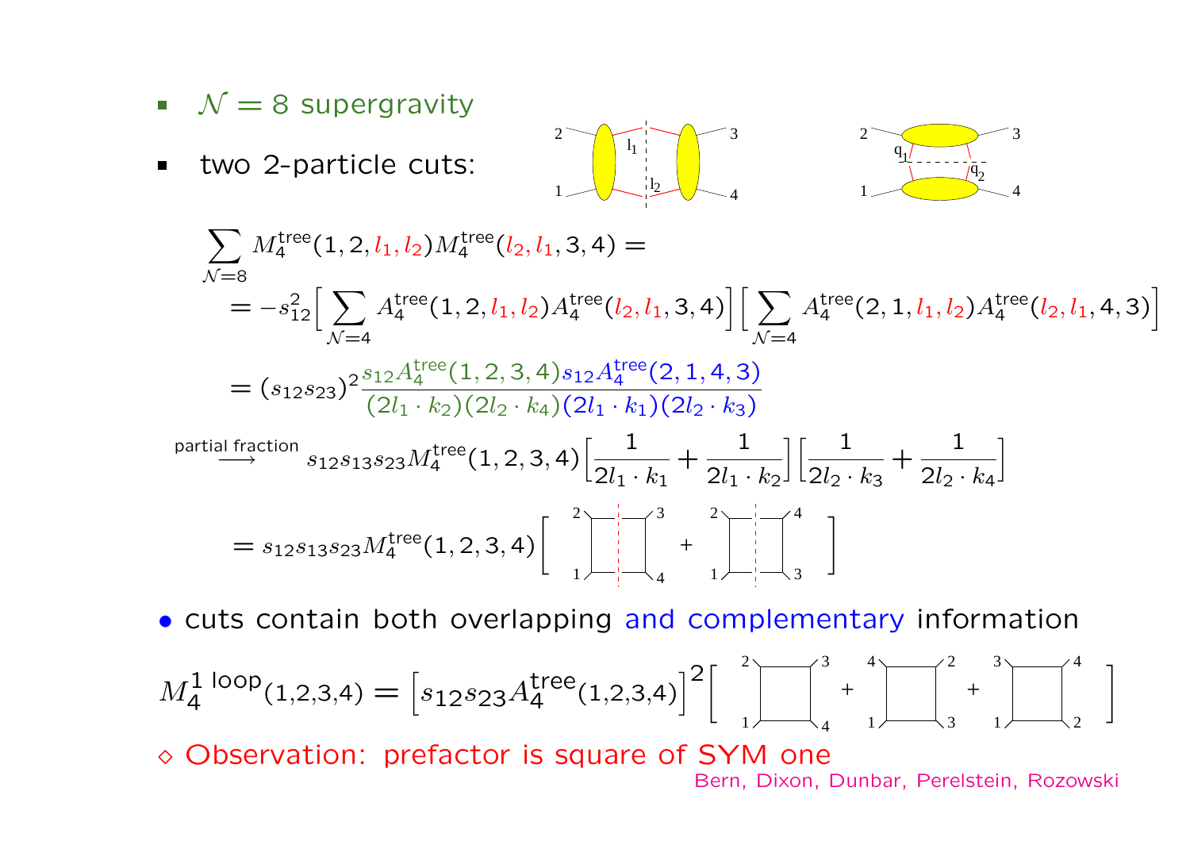- $\mathcal{N}=8$ supergravity
- two 2-particle cuts:

$$\sum_{\mathcal{N}=8} M_4^{\text{tree}}(1,2,l_1,l_2) M_4^{\text{tree}}(l_2,l_1,3,4) =$$

$$= -s_{12}^2 \Big[ \sum_{\mathcal{N}=4} A_4^{\text{tree}}(1,2,l_1,l_2) A_4^{\text{tree}}(l_2,l_1,3,4) \Big] \Big[ \sum_{\mathcal{N}=4} A_4^{\text{tree}}(2,1,l_1,l_2) A_4^{\text{tree}}(l_2,l_1,4,3) \Big]$$

$$= (s_{12}s_{23})^2 \frac{s_{12}A_4^{\text{tree}}(1,2,3,4)\, s_{12}A_4^{\text{tree}}(2,1,4,3)}{(2l_1\cdot k_2)(2l_2\cdot k_4)(2l_1\cdot k_1)(2l_2\cdot k_3)}$$

$$\xrightarrow{\text{partial fraction}} s_{12}s_{13}s_{23} M_4^{\text{tree}}(1,2,3,4) \Big[ \frac{1}{2l_1\cdot k_1} + \frac{1}{2l_1\cdot k_2} \Big] \Big[ \frac{1}{2l_2\cdot k_3} + \frac{1}{2l_2\cdot k_4} \Big]$$

$$= s_{12}s_{13}s_{23} M_4^{\text{tree}}(1,2,3,4) \Big[ \text{box}(1,2,3,4) + \text{box}(1,2,4,3) \Big]$$

- cuts contain both overlapping and complementary information

$$M_4^{\text{1 loop}}(1,2,3,4) = \Big[ s_{12}s_{23} A_4^{\text{tree}}(1,2,3,4) \Big]^2 \Big[ \text{box}(1,2,3,4) + \text{box}(1,4,2,3) + \text{box}(1,3,4,2) \Big]$$

◇ Observation: prefactor is square of SYM one

Bern, Dixon, Dunbar, Perelstein, Rozowski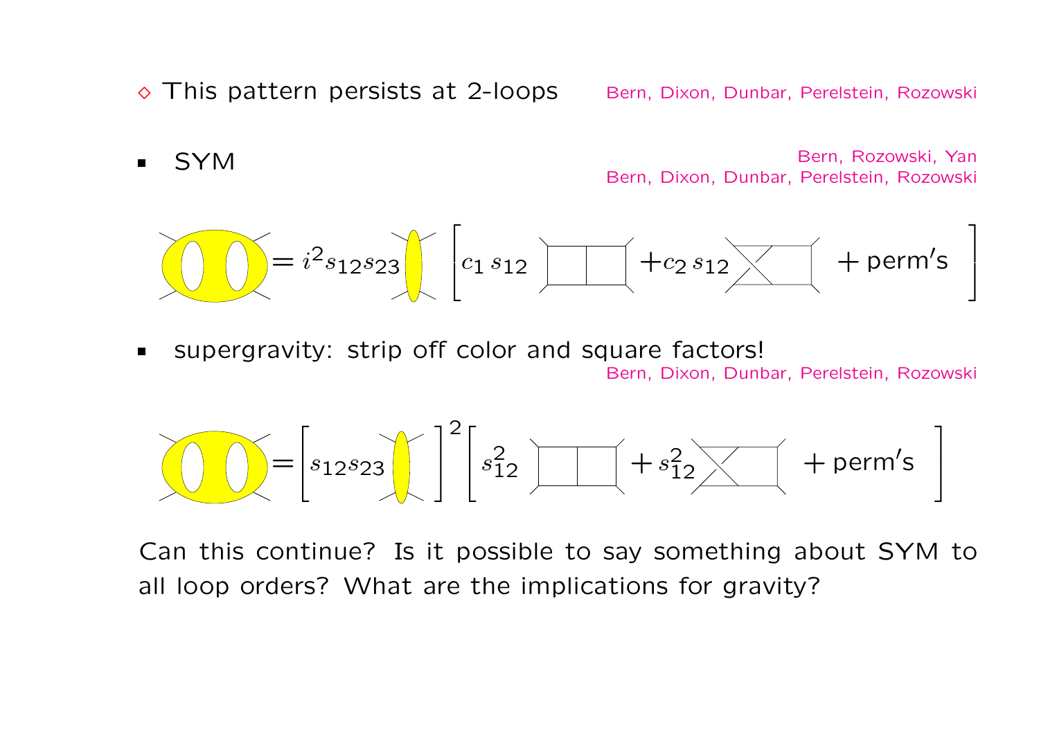◇ This pattern persists at 2-loops — Bern, Dixon, Dunbar, Perelstein, Rozowski

- SYM — Bern, Rozowski, Yan; Bern, Dixon, Dunbar, Perelstein, Rozowski

$$= i^2 s_{12} s_{23} \left[ c_1\, s_{12} \;\; + c_2\, s_{12} \;\; + \text{perm's} \right]$$

- supergravity: strip off color and square factors! — Bern, Dixon, Dunbar, Perelstein, Rozowski

$$= \left[ s_{12} s_{23} \right]^2 \left[ s_{12}^2 \;\; + s_{12}^2 \;\; + \text{perm's} \right]$$

Can this continue? Is it possible to say something about SYM to all loop orders? What are the implications for gravity?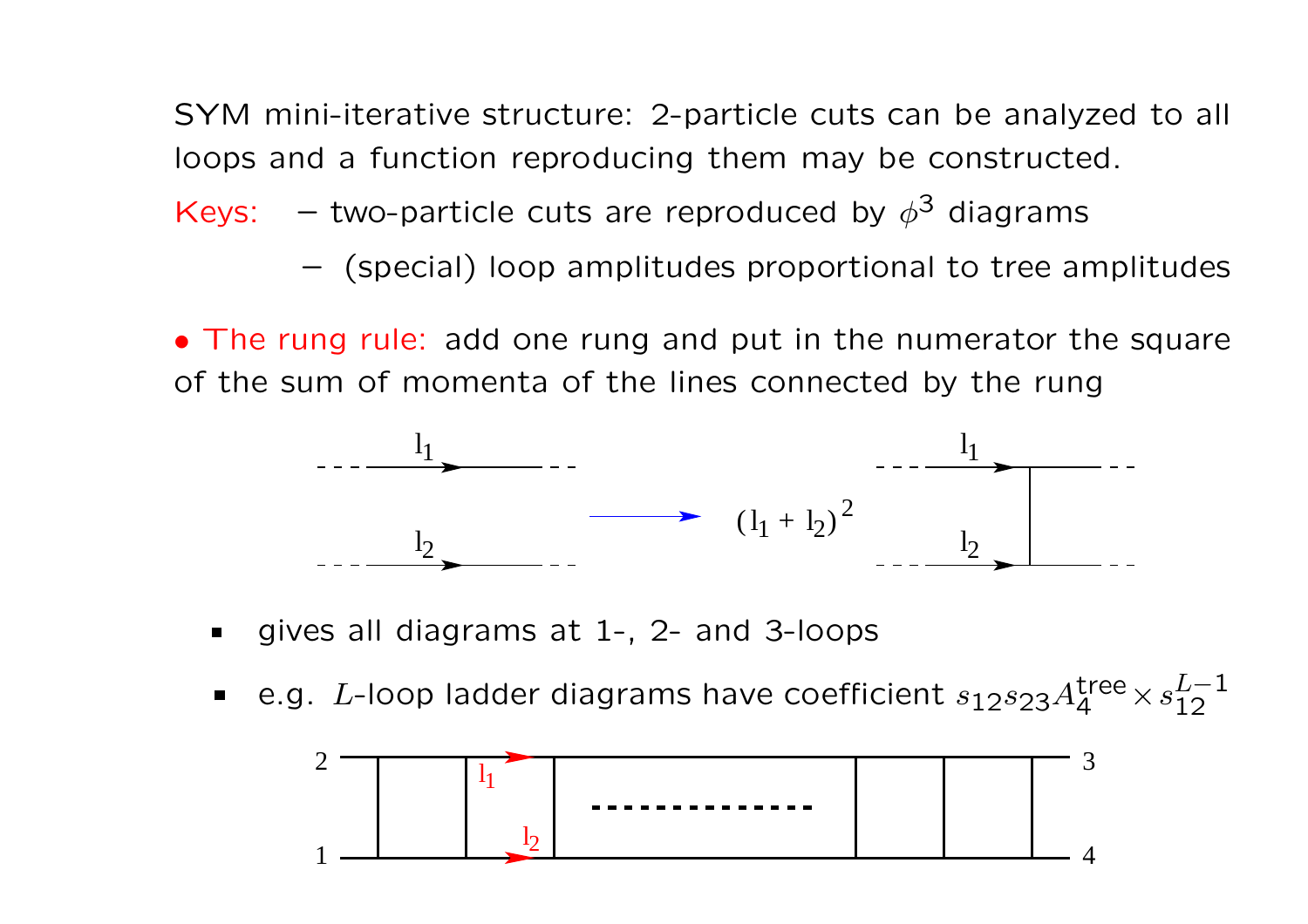SYM mini-iterative structure: 2-particle cuts can be analyzed to all loops and a function reproducing them may be constructed.

Keys:
- two-particle cuts are reproduced by $\phi^3$ diagrams
- (special) loop amplitudes proportional to tree amplitudes

• The rung rule: add one rung and put in the numerator the square of the sum of momenta of the lines connected by the rung

$$\longrightarrow \quad (l_1 + l_2)^2$$

- gives all diagrams at 1-, 2- and 3-loops
- e.g. $L$-loop ladder diagrams have coefficient $s_{12}s_{23}A_4^{\text{tree}} \times s_{12}^{L-1}$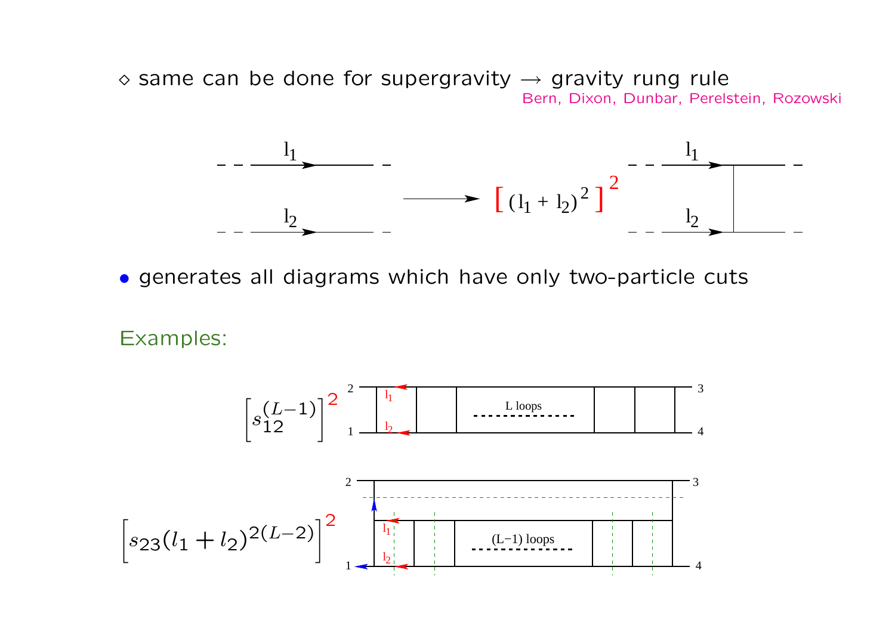◇ same can be done for supergravity → gravity rung rule

Bern, Dixon, Dunbar, Perelstein, Rozowski

$$\longrightarrow \left[ (l_1 + l_2)^2 \right]^2$$

• generates all diagrams which have only two-particle cuts

Examples:

$$\left[ s_{12}^{(L-1)} \right]^2$$

$$\left[ s_{23} (l_1 + l_2)^{2(L-2)} \right]^2$$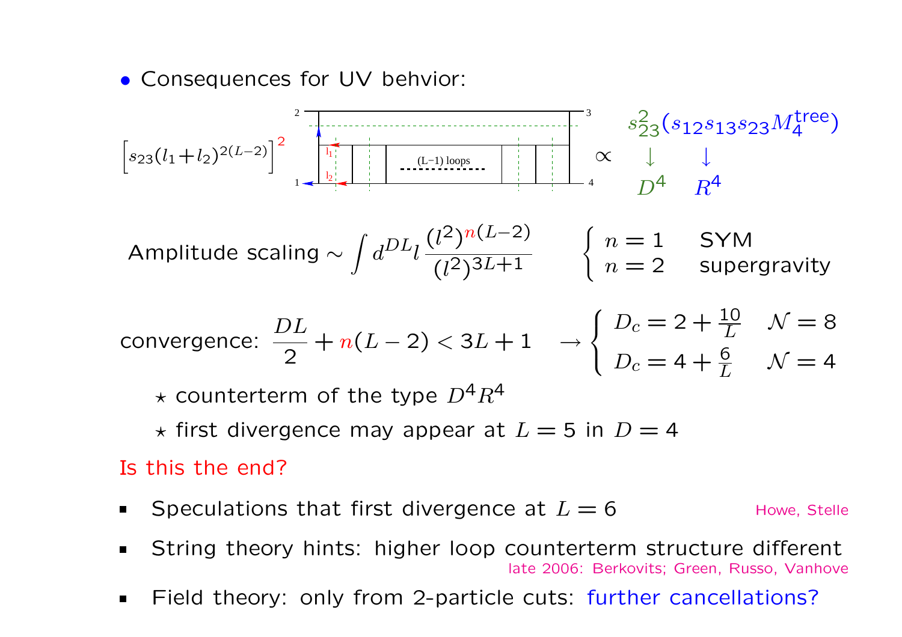- Consequences for UV behvior:

$$\left[s_{23}(l_1+l_2)^{2(L-2)}\right]^2 \quad \propto \quad s_{23}^2 (s_{12}s_{13}s_{23}M_4^{\text{tree}})$$

$$s_{23}^2 \to D^4, \qquad (s_{12}s_{13}s_{23}M_4^{\text{tree}}) \to R^4$$

$$\text{Amplitude scaling} \sim \int d^{DL}l \, \frac{(l^2)^{n(L-2)}}{(l^2)^{3L+1}} \qquad \begin{cases} n=1 & \text{SYM} \\ n=2 & \text{supergravity} \end{cases}$$

$$\text{convergence: } \frac{DL}{2} + n(L-2) < 3L+1 \quad \to \begin{cases} D_c = 2 + \frac{10}{L} & \mathcal{N}=8 \\ D_c = 4 + \frac{6}{L} & \mathcal{N}=4 \end{cases}$$

- ⋆ counterterm of the type $D^4R^4$
- ⋆ first divergence may appear at $L=5$ in $D=4$

Is this the end?

- Speculations that first divergence at $L=6$ — Howe, Stelle
- String theory hints: higher loop counterterm structure different — late 2006: Berkovits; Green, Russo, Vanhove
- Field theory: only from 2-particle cuts: further cancellations?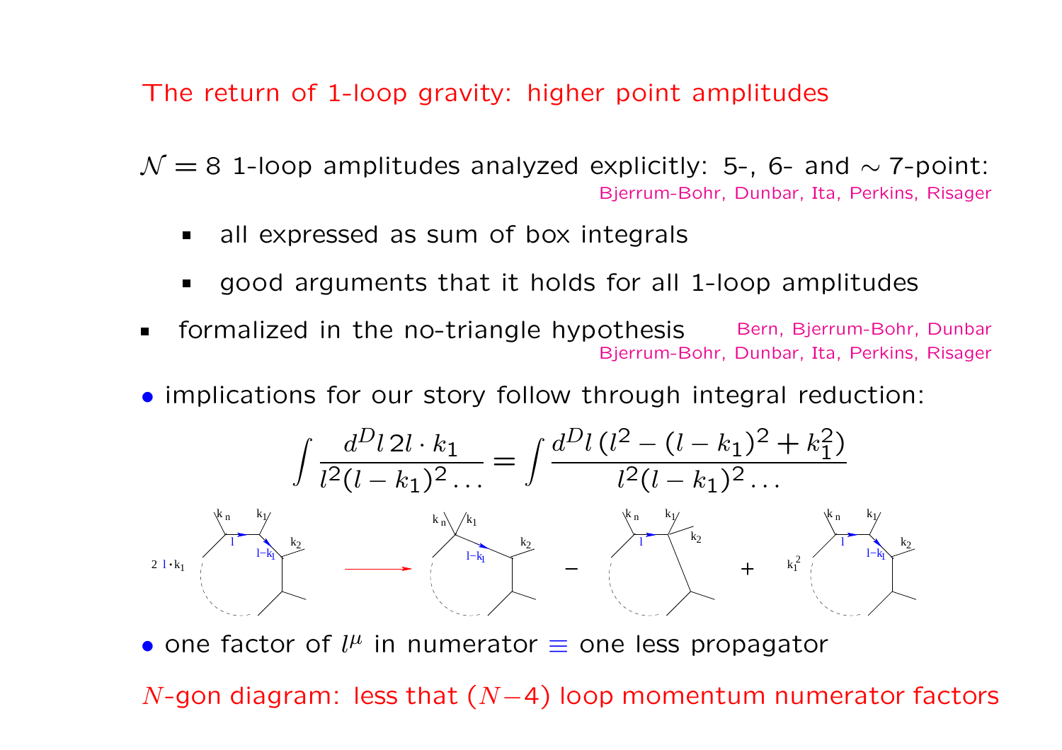# The return of 1-loop gravity: higher point amplitudes

$\mathcal{N} = 8$ 1-loop amplitudes analyzed explicitly: 5-, 6- and $\sim$ 7-point:
Bjerrum-Bohr, Dunbar, Ita, Perkins, Risager

- all expressed as sum of box integrals
- good arguments that it holds for all 1-loop amplitudes

- formalized in the no-triangle hypothesis — Bern, Bjerrum-Bohr, Dunbar; Bjerrum-Bohr, Dunbar, Ita, Perkins, Risager

- implications for our story follow through integral reduction:

$$\int \frac{d^D l \, 2l \cdot k_1}{l^2 (l - k_1)^2 \ldots} = \int \frac{d^D l \, (l^2 - (l - k_1)^2 + k_1^2)}{l^2 (l - k_1)^2 \ldots}$$

$2\, l \cdot k_1$ [diagram] $\longrightarrow$ [diagram] $-$ [diagram] $+$ $k_1^2$ [diagram]

- one factor of $l^\mu$ in numerator $\equiv$ one less propagator

$N$-gon diagram: less that $(N-4)$ loop momentum numerator factors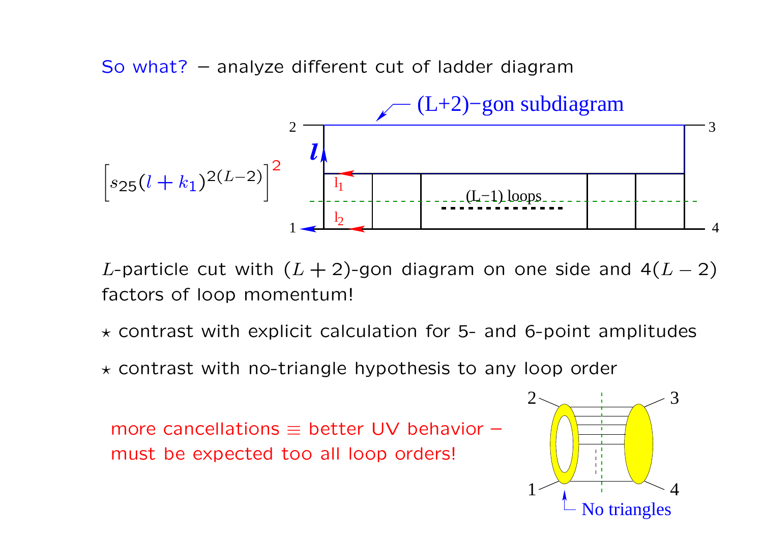So what? − analyze different cut of ladder diagram

$$\left[s_{25}(l+k_1)^{2(L-2)}\right]^2$$

$L$-particle cut with $(L+2)$-gon diagram on one side and $4(L-2)$ factors of loop momentum!

⋆ contrast with explicit calculation for 5- and 6-point amplitudes

⋆ contrast with no-triangle hypothesis to any loop order

more cancellations ≡ better UV behavior − must be expected too all loop orders!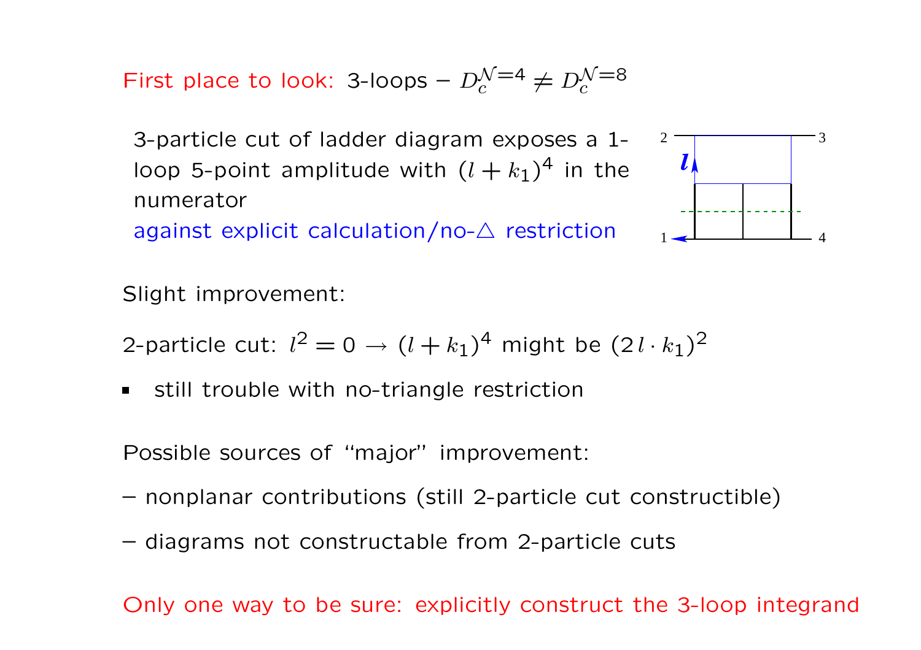First place to look: 3-loops – $D_c^{\mathcal{N}=4} \neq D_c^{\mathcal{N}=8}$

3-particle cut of ladder diagram exposes a 1-loop 5-point amplitude with $(l+k_1)^4$ in the numerator

against explicit calculation/no-△ restriction

Slight improvement:

2-particle cut: $l^2 = 0 \rightarrow (l+k_1)^4$ might be $(2\,l \cdot k_1)^2$

- still trouble with no-triangle restriction

Possible sources of "major" improvement:

– nonplanar contributions (still 2-particle cut constructible)

– diagrams not constructable from 2-particle cuts

Only one way to be sure: explicitly construct the 3-loop integrand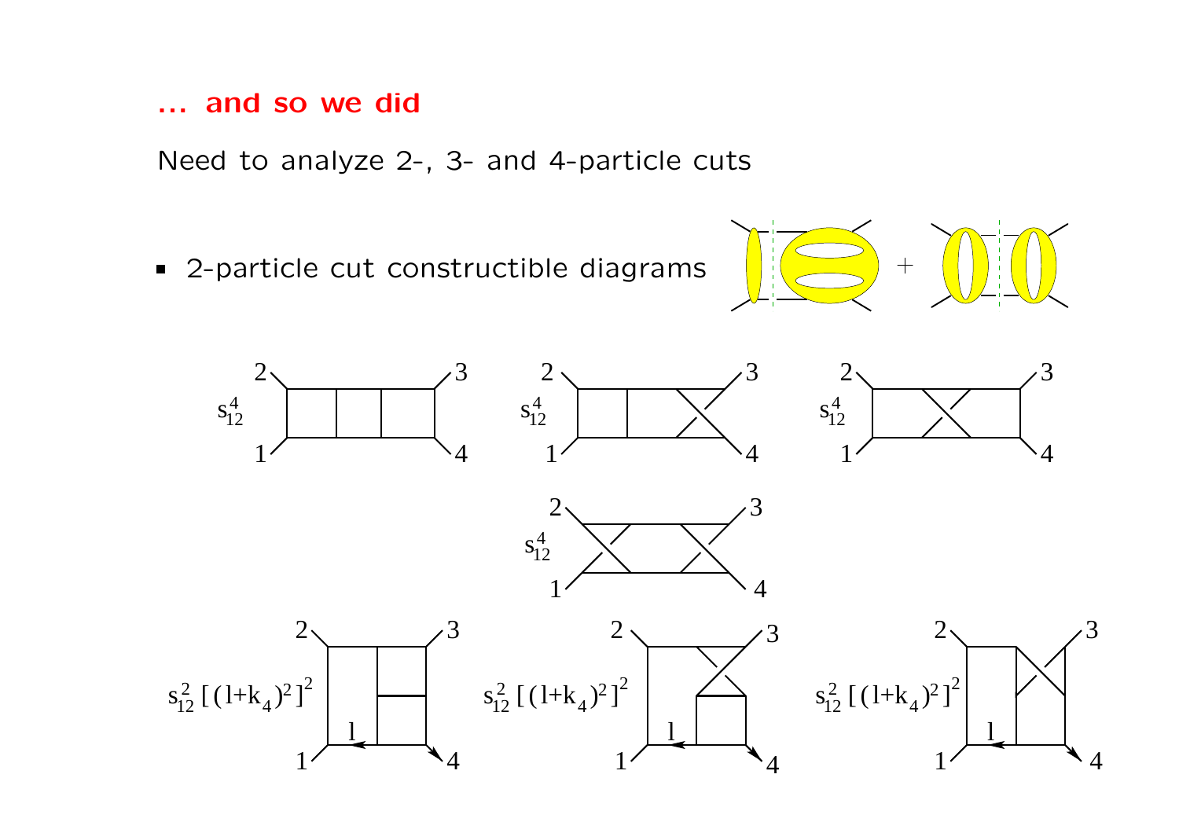## ... and so we did

Need to analyze 2-, 3- and 4-particle cuts

- 2-particle cut constructible diagrams

$s_{12}^4$

$s_{12}^4$

$s_{12}^4$

$s_{12}^4$

$s_{12}^2\,[(l+k_4)^2]^2$

$s_{12}^2\,[(l+k_4)^2]^2$

$s_{12}^2\,[(l+k_4)^2]^2$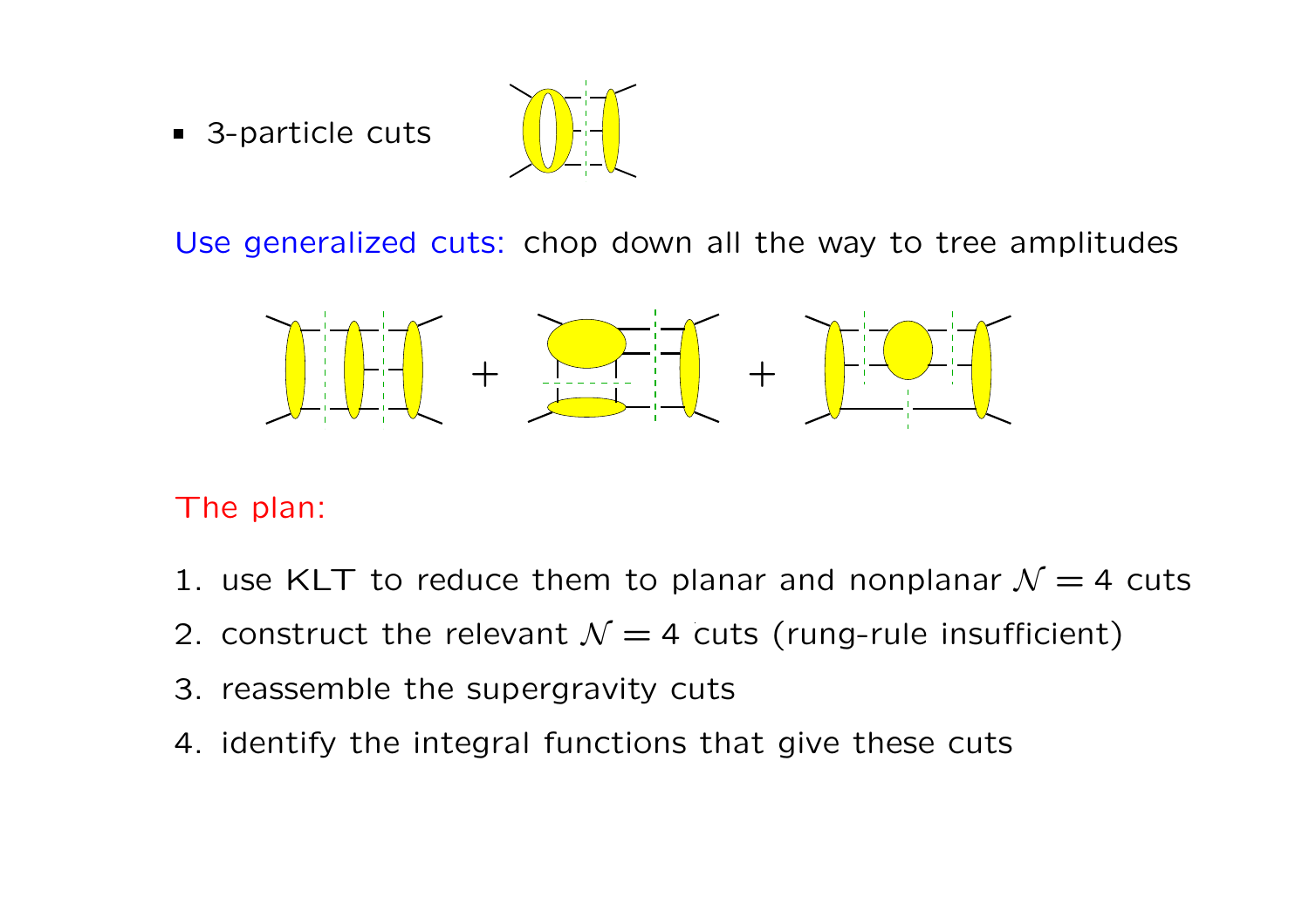- 3-particle cuts

Use generalized cuts: chop down all the way to tree amplitudes

$$+ \qquad +$$

The plan:

1. use KLT to reduce them to planar and nonplanar $\mathcal{N} = 4$ cuts
2. construct the relevant $\mathcal{N} = 4$ cuts (rung-rule insufficient)
3. reassemble the supergravity cuts
4. identify the integral functions that give these cuts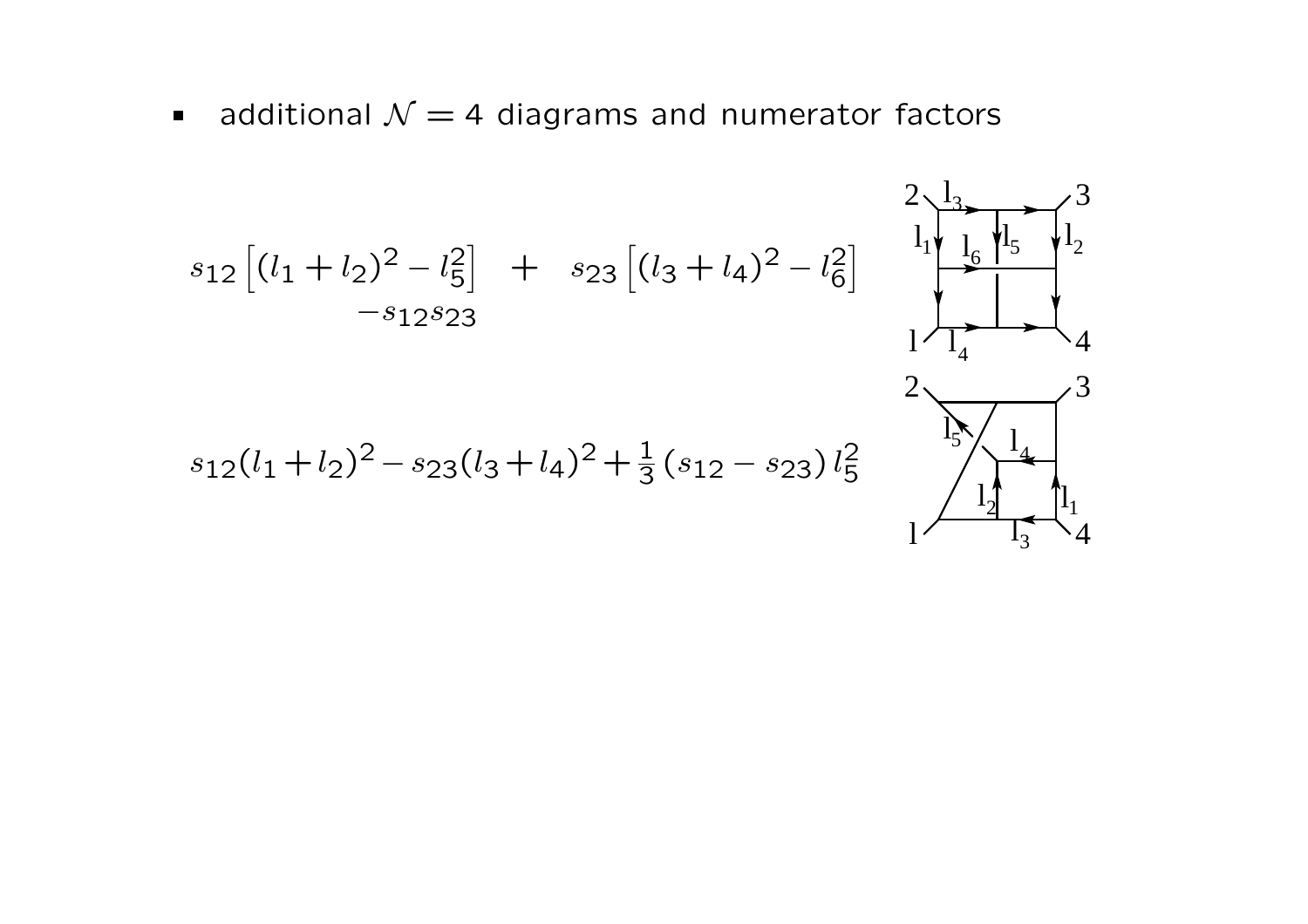- additional $\mathcal{N}=4$ diagrams and numerator factors

$$s_{12}\left[(l_1+l_2)^2 - l_5^2\right] \quad + \quad s_{23}\left[(l_3+l_4)^2 - l_6^2\right]$$
$$-s_{12}s_{23}$$

$$s_{12}(l_1+l_2)^2 - s_{23}(l_3+l_4)^2 + \frac{1}{3}\left(s_{12}-s_{23}\right) l_5^2$$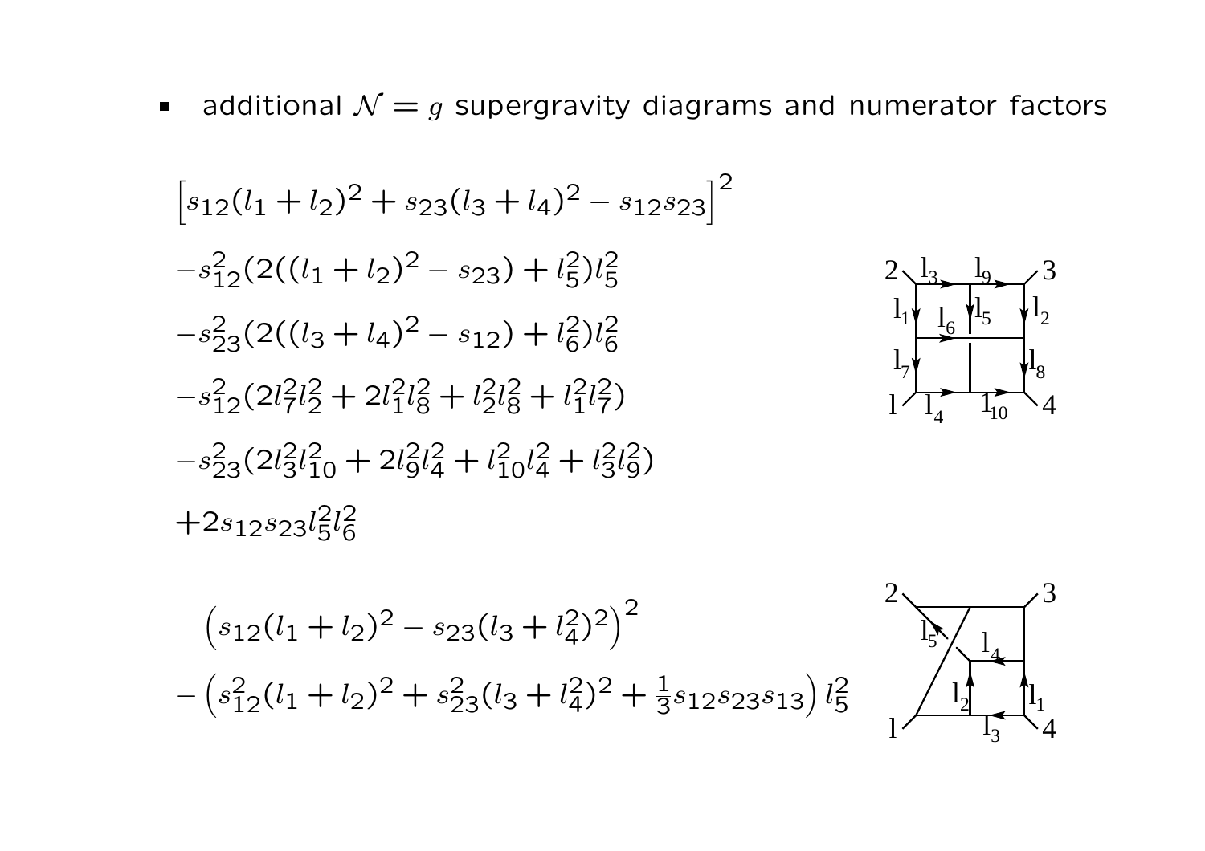- additional $\mathcal{N} = g$ supergravity diagrams and numerator factors

$$\Big[s_{12}(l_1+l_2)^2 + s_{23}(l_3+l_4)^2 - s_{12}s_{23}\Big]^2$$
$$-s_{12}^2(2((l_1+l_2)^2 - s_{23}) + l_5^2)l_5^2$$
$$-s_{23}^2(2((l_3+l_4)^2 - s_{12}) + l_6^2)l_6^2$$
$$-s_{12}^2(2l_7^2l_2^2 + 2l_1^2l_8^2 + l_2^2l_8^2 + l_1^2l_7^2)$$
$$-s_{23}^2(2l_3^2l_{10}^2 + 2l_9^2l_4^2 + l_{10}^2l_4^2 + l_3^2l_9^2)$$
$$+2s_{12}s_{23}l_5^2l_6^2$$

$$\Big(s_{12}(l_1+l_2)^2 - s_{23}(l_3+l_4^2)^2\Big)^2$$
$$-\Big(s_{12}^2(l_1+l_2)^2 + s_{23}^2(l_3+l_4^2)^2 + \tfrac{1}{3}s_{12}s_{23}s_{13}\Big)\,l_5^2$$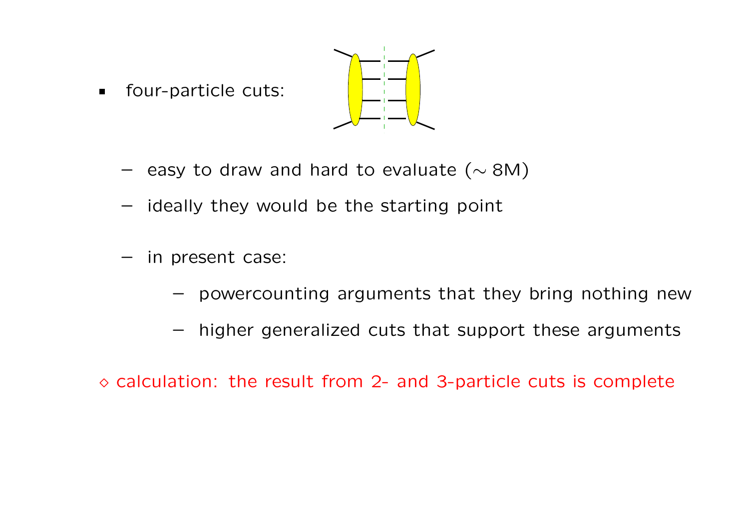- four-particle cuts:

  - easy to draw and hard to evaluate ($\sim$ 8M)
  - ideally they would be the starting point
  - in present case:
    - powercounting arguments that they bring nothing new
    - higher generalized cuts that support these arguments

$\diamond$ calculation: the result from 2- and 3-particle cuts is complete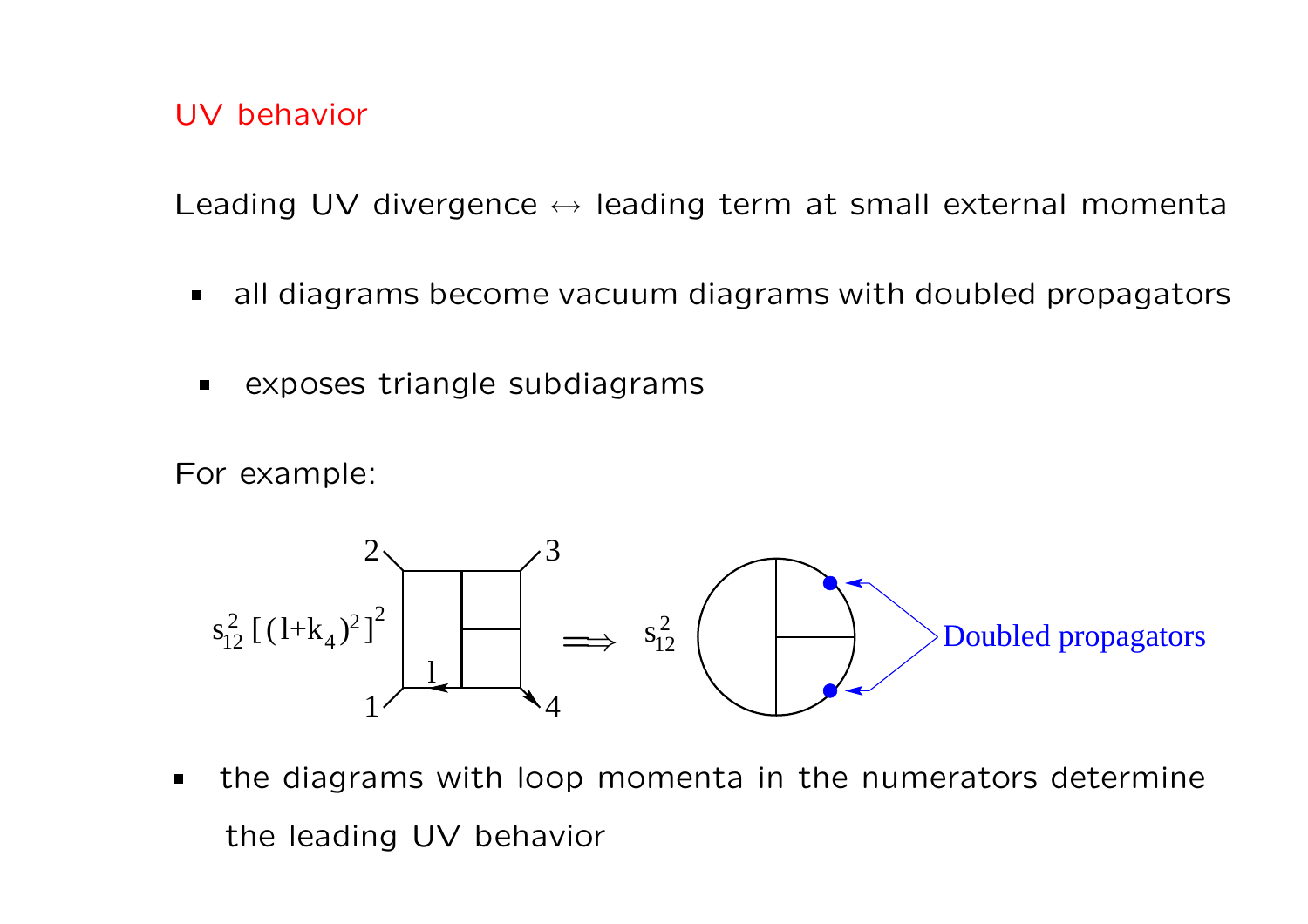## UV behavior

Leading UV divergence ↔ leading term at small external momenta

- all diagrams become vacuum diagrams with doubled propagators
- exposes triangle subdiagrams

For example:

$$s_{12}^2\,[(l+k_4)^2]^2 \Longrightarrow s_{12}^2$$

Doubled propagators

- the diagrams with loop momenta in the numerators determine the leading UV behavior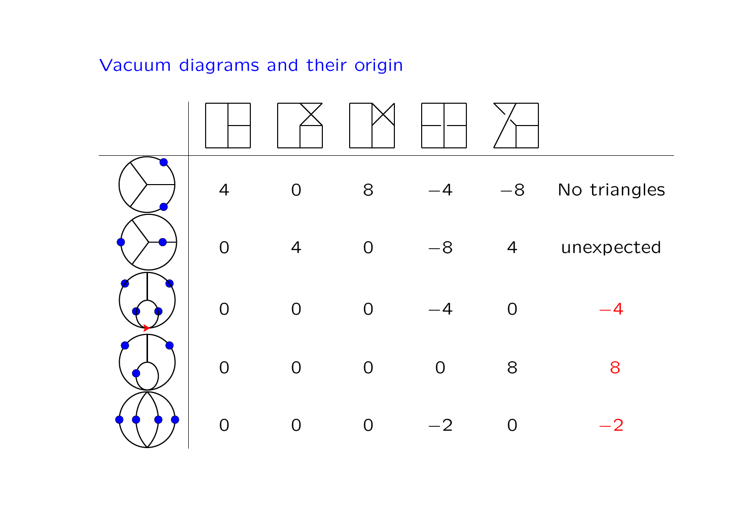## Vacuum diagrams and their origin

| | | | | | | |
|---|---|---|---|---|---|---|
| | 4 | 0 | 8 | −4 | −8 | No triangles |
| | 0 | 4 | 0 | −8 | 4 | unexpected |
| | 0 | 0 | 0 | −4 | 0 | −4 |
| | 0 | 0 | 0 | 0 | 8 | 8 |
| | 0 | 0 | 0 | −2 | 0 | −2 |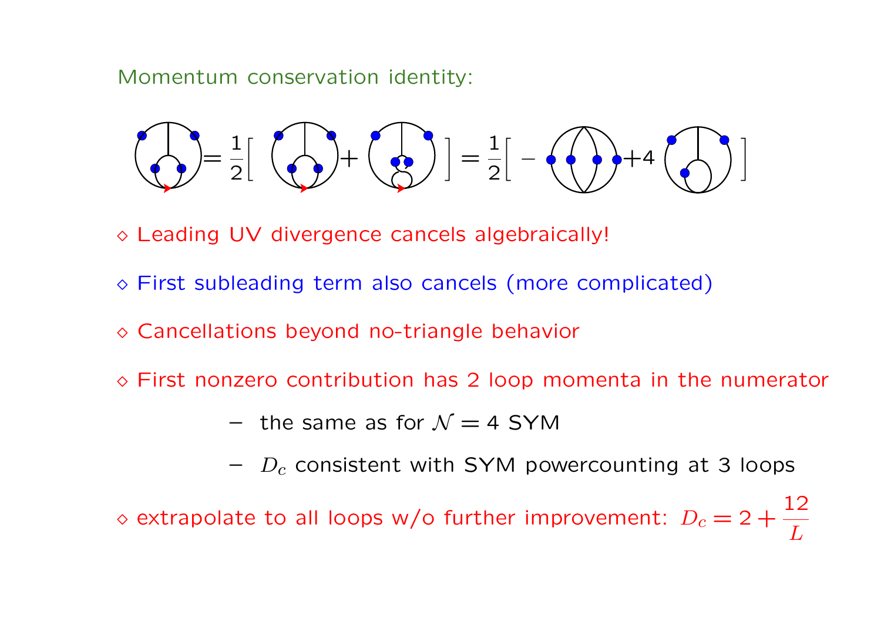Momentum conservation identity:

$$= \frac{1}{2}\Big[ \quad + \quad \Big] = \frac{1}{2}\Big[ - \quad + 4 \quad \Big]$$

◇ Leading UV divergence cancels algebraically!

◇ First subleading term also cancels (more complicated)

◇ Cancellations beyond no-triangle behavior

◇ First nonzero contribution has 2 loop momenta in the numerator

- the same as for $\mathcal{N} = 4$ SYM
- $D_c$ consistent with SYM powercounting at 3 loops

◇ extrapolate to all loops w/o further improvement: $D_c = 2 + \dfrac{12}{L}$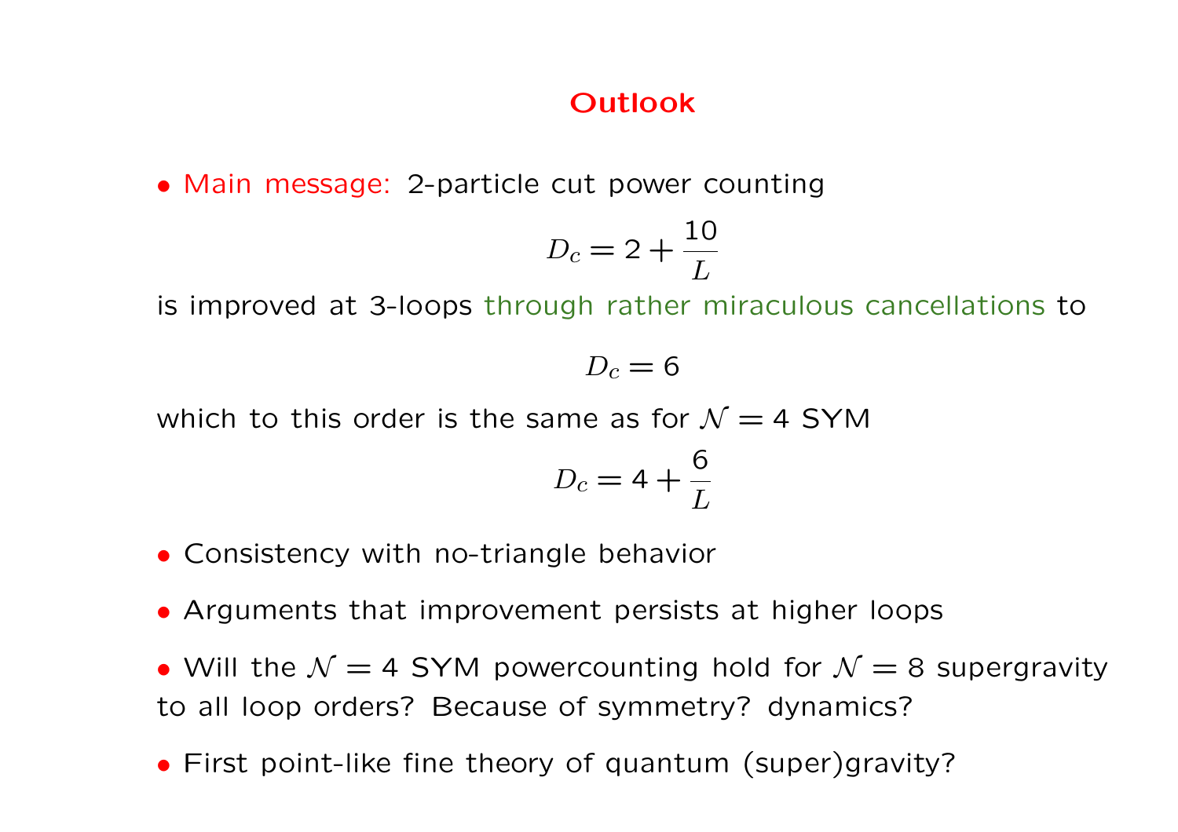# Outlook

- Main message: 2-particle cut power counting

$$D_c = 2 + \frac{10}{L}$$

is improved at 3-loops through rather miraculous cancellations to

$$D_c = 6$$

which to this order is the same as for $\mathcal{N} = 4$ SYM

$$D_c = 4 + \frac{6}{L}$$

- Consistency with no-triangle behavior
- Arguments that improvement persists at higher loops
- Will the $\mathcal{N} = 4$ SYM powercounting hold for $\mathcal{N} = 8$ supergravity to all loop orders? Because of symmetry? dynamics?
- First point-like fine theory of quantum (super)gravity?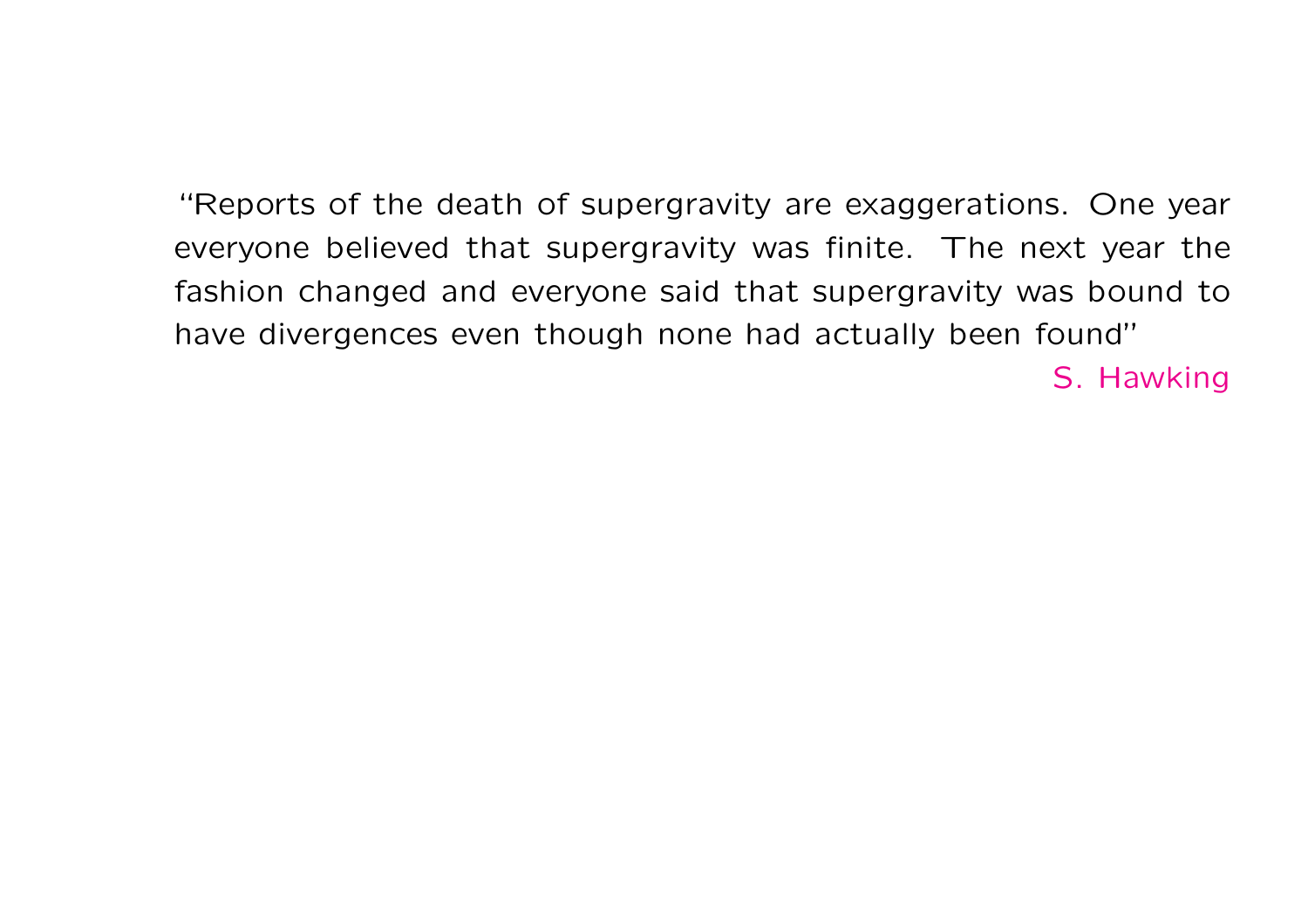"Reports of the death of supergravity are exaggerations. One year everyone believed that supergravity was finite. The next year the fashion changed and everyone said that supergravity was bound to have divergences even though none had actually been found"

S. Hawking